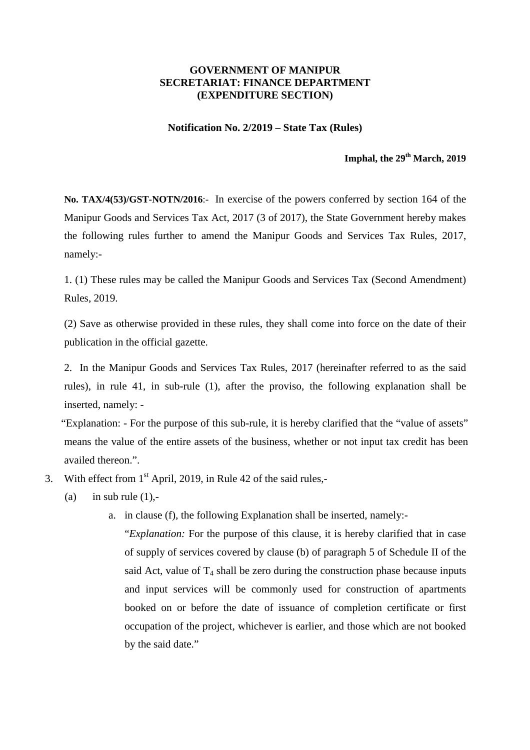**GOVERNMENT OF MANIPUR**
**SECRETARIAT: FINANCE DEPARTMENT**
**(EXPENDITURE SECTION)**

**Notification No. 2/2019 – State Tax (Rules)**

**Imphal, the 29th March, 2019**

**No. TAX/4(53)/GST-NOTN/2016**:- In exercise of the powers conferred by section 164 of the Manipur Goods and Services Tax Act, 2017 (3 of 2017), the State Government hereby makes the following rules further to amend the Manipur Goods and Services Tax Rules, 2017, namely:-

1. (1) These rules may be called the Manipur Goods and Services Tax (Second Amendment) Rules, 2019.

(2) Save as otherwise provided in these rules, they shall come into force on the date of their publication in the official gazette.

2. In the Manipur Goods and Services Tax Rules, 2017 (hereinafter referred to as the said rules), in rule 41, in sub-rule (1), after the proviso, the following explanation shall be inserted, namely: -

"Explanation: - For the purpose of this sub-rule, it is hereby clarified that the "value of assets" means the value of the entire assets of the business, whether or not input tax credit has been availed thereon.".

3. With effect from 1st April, 2019, in Rule 42 of the said rules,-

   (a) in sub rule (1),-

      a. in clause (f), the following Explanation shall be inserted, namely:-

      "*Explanation:* For the purpose of this clause, it is hereby clarified that in case of supply of services covered by clause (b) of paragraph 5 of Schedule II of the said Act, value of $T_4$ shall be zero during the construction phase because inputs and input services will be commonly used for construction of apartments booked on or before the date of issuance of completion certificate or first occupation of the project, whichever is earlier, and those which are not booked by the said date."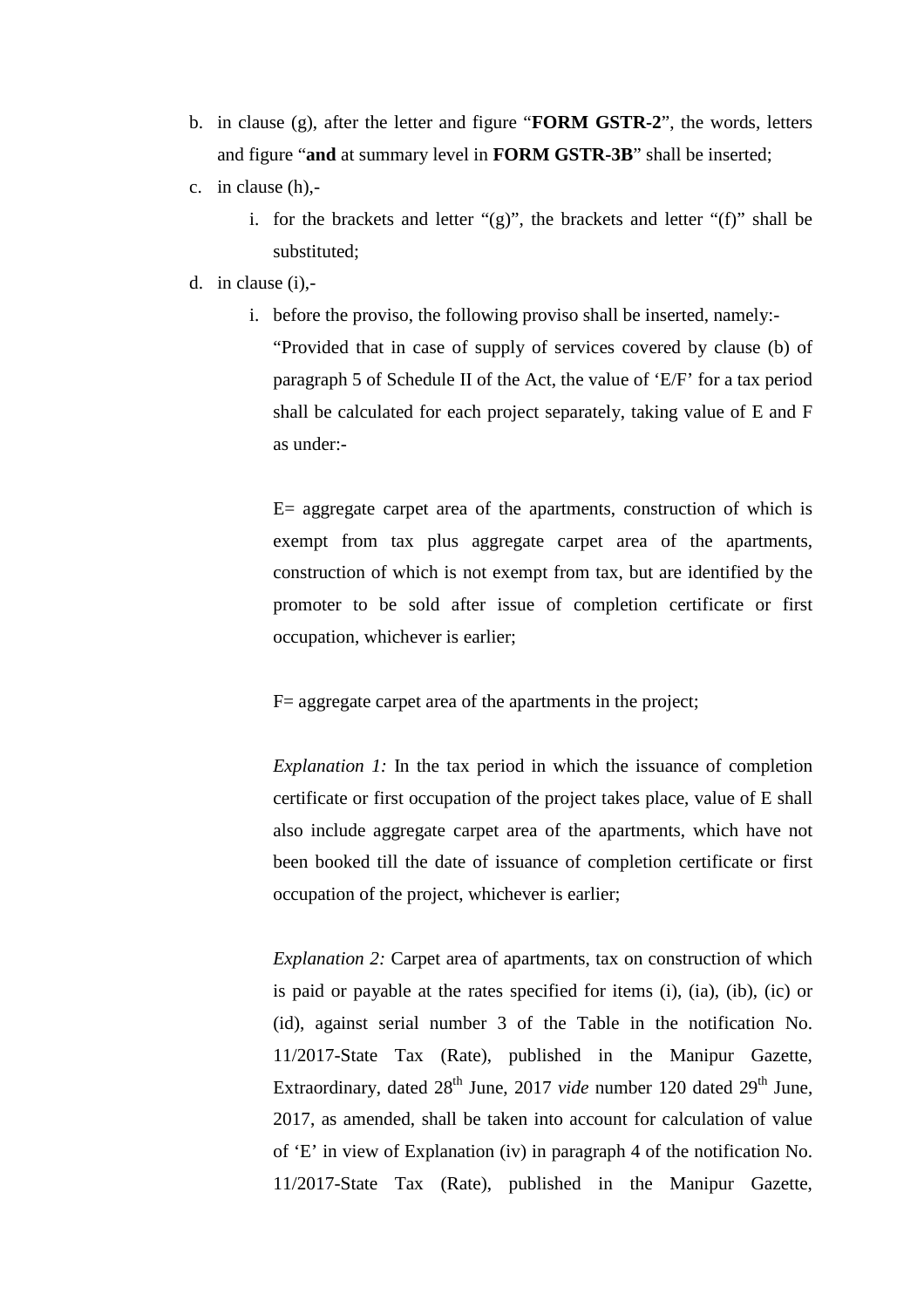b. in clause (g), after the letter and figure "**FORM GSTR-2**", the words, letters and figure "**and** at summary level in **FORM GSTR-3B**" shall be inserted;

c. in clause (h),-

   i. for the brackets and letter "(g)", the brackets and letter "(f)" shall be substituted;

d. in clause (i),-

   i. before the proviso, the following proviso shall be inserted, namely:-

   "Provided that in case of supply of services covered by clause (b) of paragraph 5 of Schedule II of the Act, the value of 'E/F' for a tax period shall be calculated for each project separately, taking value of E and F as under:-

   E= aggregate carpet area of the apartments, construction of which is exempt from tax plus aggregate carpet area of the apartments, construction of which is not exempt from tax, but are identified by the promoter to be sold after issue of completion certificate or first occupation, whichever is earlier;

   F= aggregate carpet area of the apartments in the project;

   *Explanation 1:* In the tax period in which the issuance of completion certificate or first occupation of the project takes place, value of E shall also include aggregate carpet area of the apartments, which have not been booked till the date of issuance of completion certificate or first occupation of the project, whichever is earlier;

   *Explanation 2:* Carpet area of apartments, tax on construction of which is paid or payable at the rates specified for items (i), (ia), (ib), (ic) or (id), against serial number 3 of the Table in the notification No. 11/2017-State Tax (Rate), published in the Manipur Gazette, Extraordinary, dated 28th June, 2017 *vide* number 120 dated 29th June, 2017, as amended, shall be taken into account for calculation of value of 'E' in view of Explanation (iv) in paragraph 4 of the notification No. 11/2017-State Tax (Rate), published in the Manipur Gazette,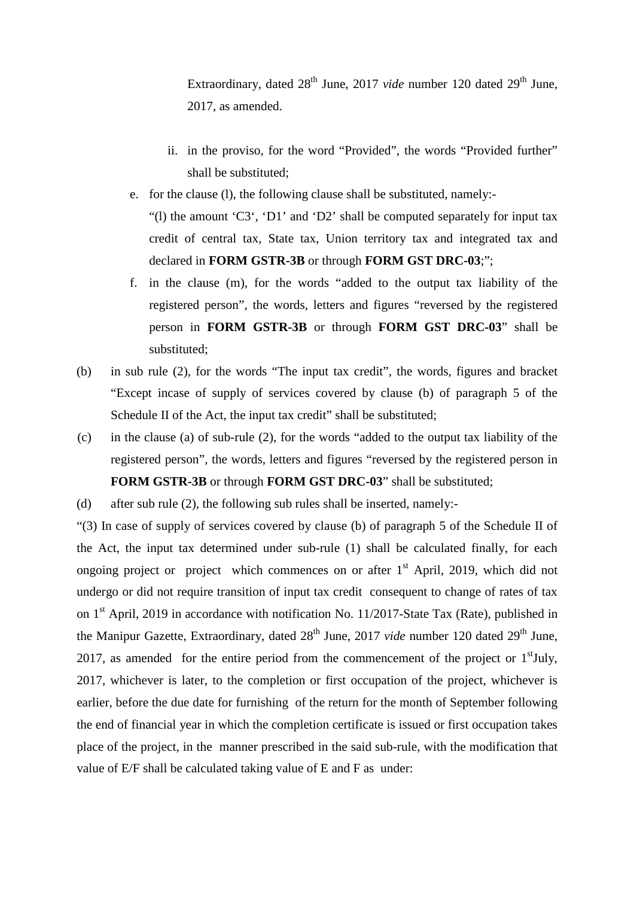Extraordinary, dated 28th June, 2017 *vide* number 120 dated 29th June, 2017, as amended.

ii. in the proviso, for the word "Provided", the words "Provided further" shall be substituted;

e. for the clause (l), the following clause shall be substituted, namely:-
"(l) the amount 'C3', 'D1' and 'D2' shall be computed separately for input tax credit of central tax, State tax, Union territory tax and integrated tax and declared in **FORM GSTR-3B** or through **FORM GST DRC-03**;";

f. in the clause (m), for the words "added to the output tax liability of the registered person", the words, letters and figures "reversed by the registered person in **FORM GSTR-3B** or through **FORM GST DRC-03**" shall be substituted;

(b) in sub rule (2), for the words "The input tax credit", the words, figures and bracket "Except incase of supply of services covered by clause (b) of paragraph 5 of the Schedule II of the Act, the input tax credit" shall be substituted;

(c) in the clause (a) of sub-rule (2), for the words "added to the output tax liability of the registered person", the words, letters and figures "reversed by the registered person in **FORM GSTR-3B** or through **FORM GST DRC-03**" shall be substituted;

(d) after sub rule (2), the following sub rules shall be inserted, namely:-

"(3) In case of supply of services covered by clause (b) of paragraph 5 of the Schedule II of the Act, the input tax determined under sub-rule (1) shall be calculated finally, for each ongoing project or project which commences on or after 1st April, 2019, which did not undergo or did not require transition of input tax credit consequent to change of rates of tax on 1st April, 2019 in accordance with notification No. 11/2017-State Tax (Rate), published in the Manipur Gazette, Extraordinary, dated 28th June, 2017 *vide* number 120 dated 29th June, 2017, as amended for the entire period from the commencement of the project or 1stJuly, 2017, whichever is later, to the completion or first occupation of the project, whichever is earlier, before the due date for furnishing of the return for the month of September following the end of financial year in which the completion certificate is issued or first occupation takes place of the project, in the manner prescribed in the said sub-rule, with the modification that value of E/F shall be calculated taking value of E and F as under: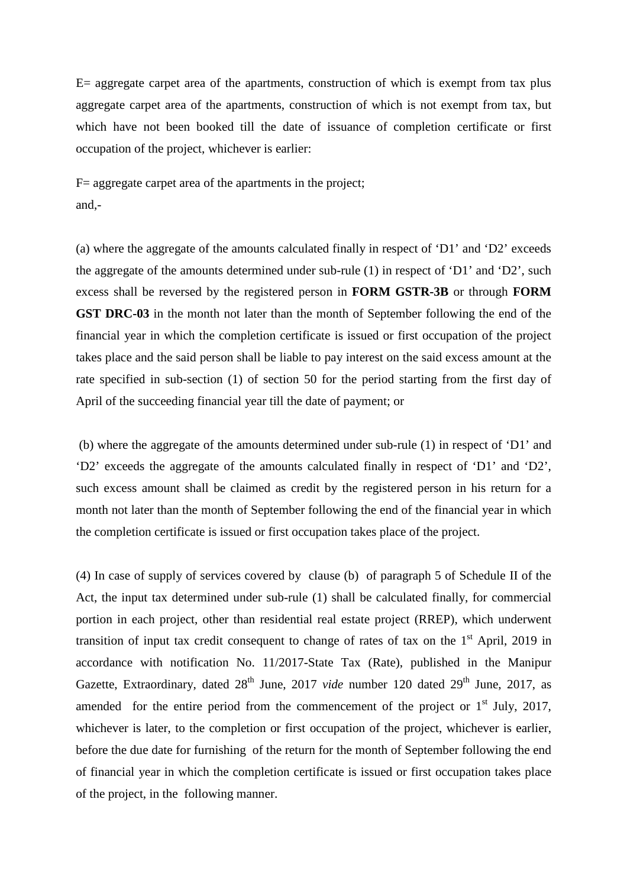E= aggregate carpet area of the apartments, construction of which is exempt from tax plus aggregate carpet area of the apartments, construction of which is not exempt from tax, but which have not been booked till the date of issuance of completion certificate or first occupation of the project, whichever is earlier:

F= aggregate carpet area of the apartments in the project;
and,-

(a) where the aggregate of the amounts calculated finally in respect of 'D1' and 'D2' exceeds the aggregate of the amounts determined under sub-rule (1) in respect of 'D1' and 'D2', such excess shall be reversed by the registered person in **FORM GSTR-3B** or through **FORM GST DRC-03** in the month not later than the month of September following the end of the financial year in which the completion certificate is issued or first occupation of the project takes place and the said person shall be liable to pay interest on the said excess amount at the rate specified in sub-section (1) of section 50 for the period starting from the first day of April of the succeeding financial year till the date of payment; or

(b) where the aggregate of the amounts determined under sub-rule (1) in respect of 'D1' and 'D2' exceeds the aggregate of the amounts calculated finally in respect of 'D1' and 'D2', such excess amount shall be claimed as credit by the registered person in his return for a month not later than the month of September following the end of the financial year in which the completion certificate is issued or first occupation takes place of the project.

(4) In case of supply of services covered by clause (b) of paragraph 5 of Schedule II of the Act, the input tax determined under sub-rule (1) shall be calculated finally, for commercial portion in each project, other than residential real estate project (RREP), which underwent transition of input tax credit consequent to change of rates of tax on the 1st April, 2019 in accordance with notification No. 11/2017-State Tax (Rate), published in the Manipur Gazette, Extraordinary, dated 28th June, 2017 *vide* number 120 dated 29th June, 2017, as amended for the entire period from the commencement of the project or 1st July, 2017, whichever is later, to the completion or first occupation of the project, whichever is earlier, before the due date for furnishing of the return for the month of September following the end of financial year in which the completion certificate is issued or first occupation takes place of the project, in the following manner.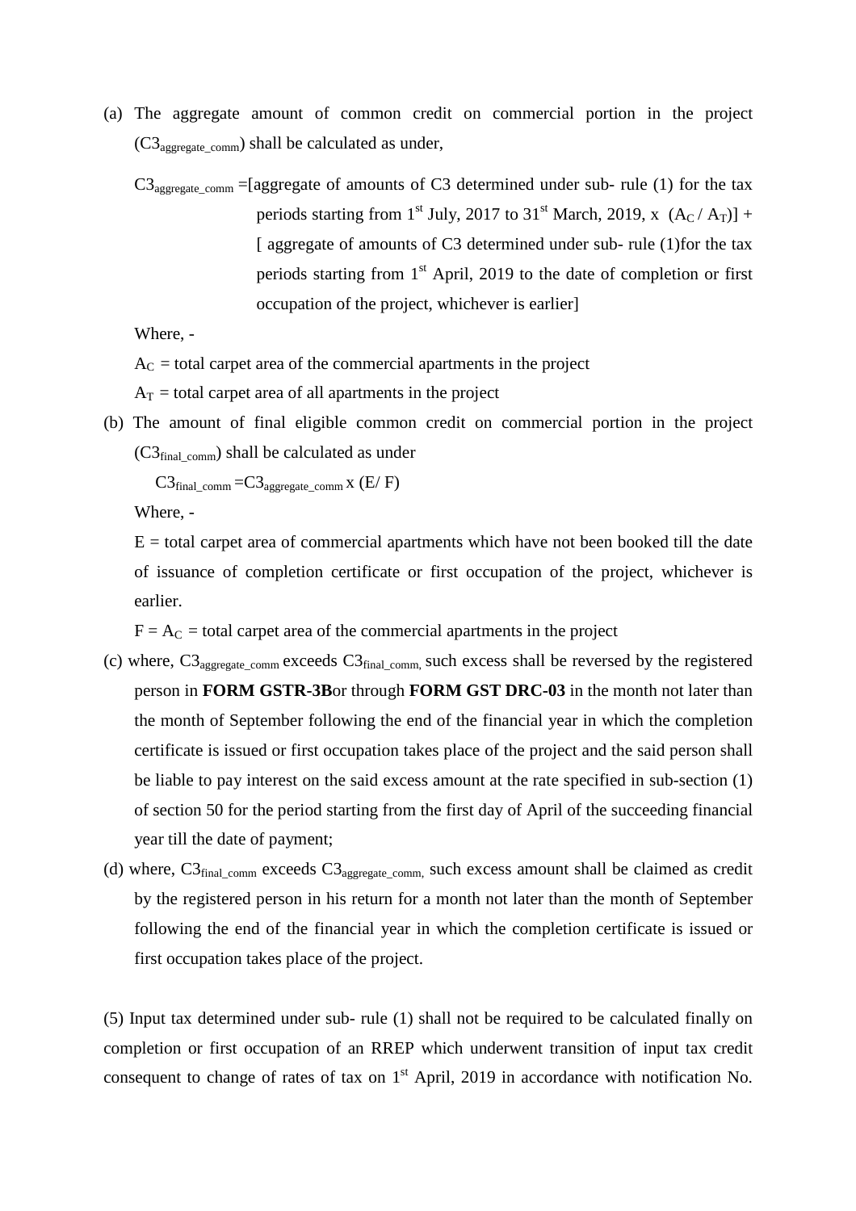(a) The aggregate amount of common credit on commercial portion in the project ($C3_{aggregate\_comm}$) shall be calculated as under,

$C3_{aggregate\_comm}$ =[aggregate of amounts of C3 determined under sub- rule (1) for the tax periods starting from 1st July, 2017 to 31st March, 2019, x ($A_C$ / $A_T$)] + [ aggregate of amounts of C3 determined under sub- rule (1)for the tax periods starting from 1st April, 2019 to the date of completion or first occupation of the project, whichever is earlier]

Where, -

$A_C$ = total carpet area of the commercial apartments in the project

$A_T$ = total carpet area of all apartments in the project

(b) The amount of final eligible common credit on commercial portion in the project ($C3_{final\_comm}$) shall be calculated as under

$C3_{final\_comm}$ =$C3_{aggregate\_comm}$ x (E/ F)

Where, -

E = total carpet area of commercial apartments which have not been booked till the date of issuance of completion certificate or first occupation of the project, whichever is earlier.

F = $A_C$ = total carpet area of the commercial apartments in the project

(c) where, $C3_{aggregate\_comm}$ exceeds $C3_{final\_comm}$, such excess shall be reversed by the registered person in **FORM GSTR-3B**or through **FORM GST DRC-03** in the month not later than the month of September following the end of the financial year in which the completion certificate is issued or first occupation takes place of the project and the said person shall be liable to pay interest on the said excess amount at the rate specified in sub-section (1) of section 50 for the period starting from the first day of April of the succeeding financial year till the date of payment;

(d) where, $C3_{final\_comm}$ exceeds $C3_{aggregate\_comm}$, such excess amount shall be claimed as credit by the registered person in his return for a month not later than the month of September following the end of the financial year in which the completion certificate is issued or first occupation takes place of the project.

(5) Input tax determined under sub- rule (1) shall not be required to be calculated finally on completion or first occupation of an RREP which underwent transition of input tax credit consequent to change of rates of tax on 1st April, 2019 in accordance with notification No.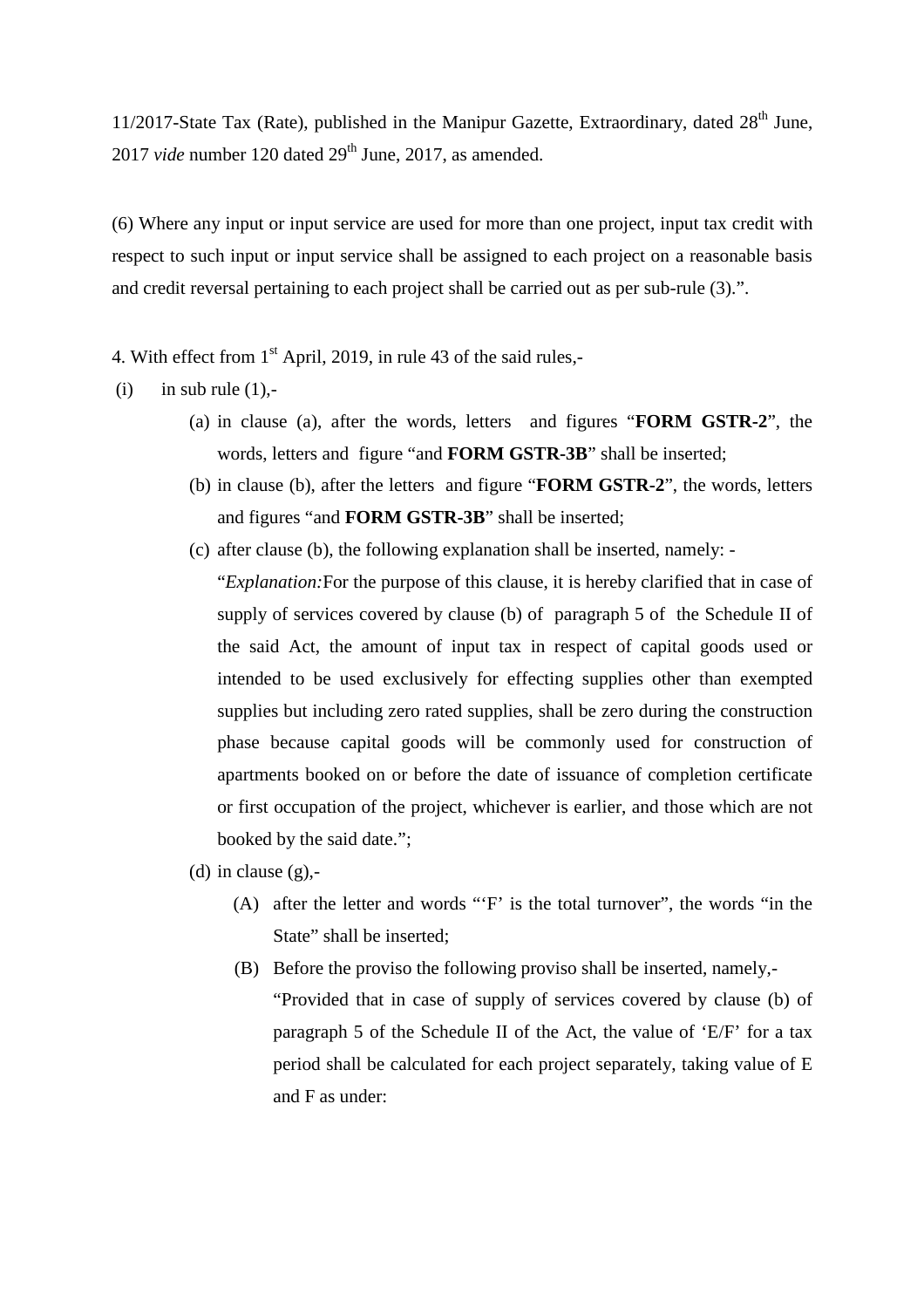11/2017-State Tax (Rate), published in the Manipur Gazette, Extraordinary, dated 28th June, 2017 *vide* number 120 dated 29th June, 2017, as amended.

(6) Where any input or input service are used for more than one project, input tax credit with respect to such input or input service shall be assigned to each project on a reasonable basis and credit reversal pertaining to each project shall be carried out as per sub-rule (3).".

4. With effect from 1st April, 2019, in rule 43 of the said rules,-

(i) in sub rule (1),-

(a) in clause (a), after the words, letters and figures "**FORM GSTR-2**", the words, letters and figure "and **FORM GSTR-3B**" shall be inserted;

(b) in clause (b), after the letters and figure "**FORM GSTR-2**", the words, letters and figures "and **FORM GSTR-3B**" shall be inserted;

(c) after clause (b), the following explanation shall be inserted, namely: -

"*Explanation:* For the purpose of this clause, it is hereby clarified that in case of supply of services covered by clause (b) of paragraph 5 of the Schedule II of the said Act, the amount of input tax in respect of capital goods used or intended to be used exclusively for effecting supplies other than exempted supplies but including zero rated supplies, shall be zero during the construction phase because capital goods will be commonly used for construction of apartments booked on or before the date of issuance of completion certificate or first occupation of the project, whichever is earlier, and those which are not booked by the said date.";

(d) in clause (g),-

(A) after the letter and words "'F' is the total turnover", the words "in the State" shall be inserted;

(B) Before the proviso the following proviso shall be inserted, namely,-

"Provided that in case of supply of services covered by clause (b) of paragraph 5 of the Schedule II of the Act, the value of 'E/F' for a tax period shall be calculated for each project separately, taking value of E and F as under: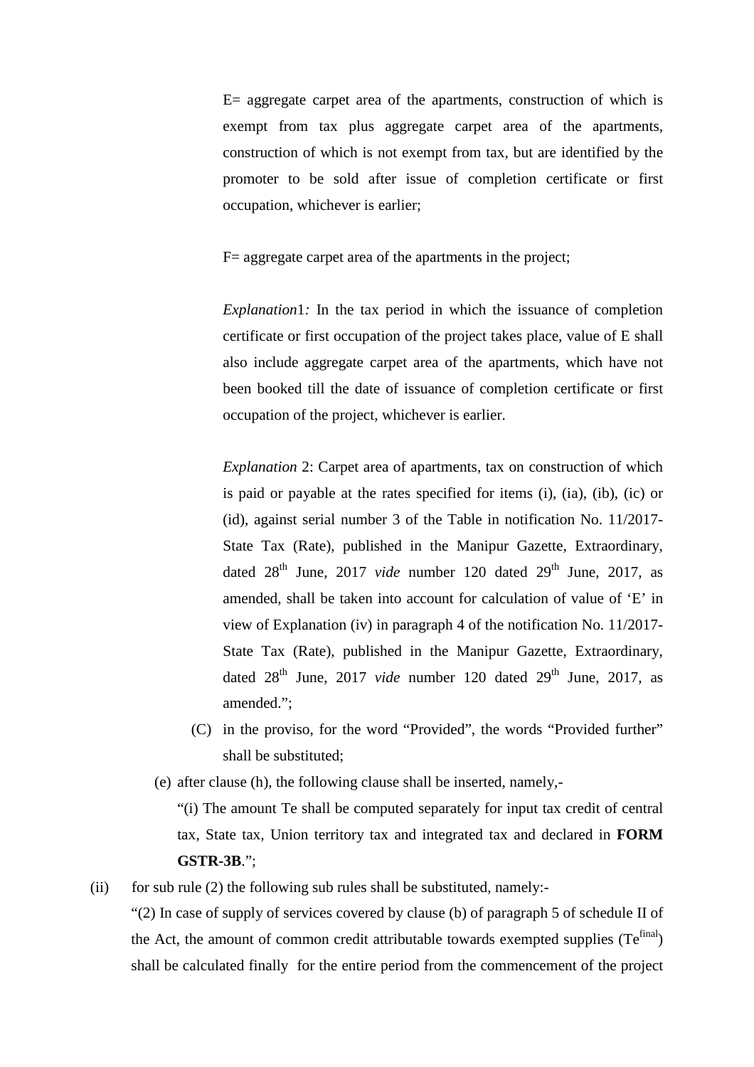E= aggregate carpet area of the apartments, construction of which is exempt from tax plus aggregate carpet area of the apartments, construction of which is not exempt from tax, but are identified by the promoter to be sold after issue of completion certificate or first occupation, whichever is earlier;

F= aggregate carpet area of the apartments in the project;

*Explanation*1*:* In the tax period in which the issuance of completion certificate or first occupation of the project takes place, value of E shall also include aggregate carpet area of the apartments, which have not been booked till the date of issuance of completion certificate or first occupation of the project, whichever is earlier.

*Explanation* 2: Carpet area of apartments, tax on construction of which is paid or payable at the rates specified for items (i), (ia), (ib), (ic) or (id), against serial number 3 of the Table in notification No. 11/2017-State Tax (Rate), published in the Manipur Gazette, Extraordinary, dated 28th June, 2017 *vide* number 120 dated 29th June, 2017, as amended, shall be taken into account for calculation of value of 'E' in view of Explanation (iv) in paragraph 4 of the notification No. 11/2017-State Tax (Rate), published in the Manipur Gazette, Extraordinary, dated 28th June, 2017 *vide* number 120 dated 29th June, 2017, as amended.";

(C) in the proviso, for the word "Provided", the words "Provided further" shall be substituted;

(e) after clause (h), the following clause shall be inserted, namely,-

"(i) The amount Te shall be computed separately for input tax credit of central tax, State tax, Union territory tax and integrated tax and declared in **FORM GSTR-3B**.";

(ii) for sub rule (2) the following sub rules shall be substituted, namely:-

"(2) In case of supply of services covered by clause (b) of paragraph 5 of schedule II of the Act, the amount of common credit attributable towards exempted supplies ($Te^{final}$) shall be calculated finally for the entire period from the commencement of the project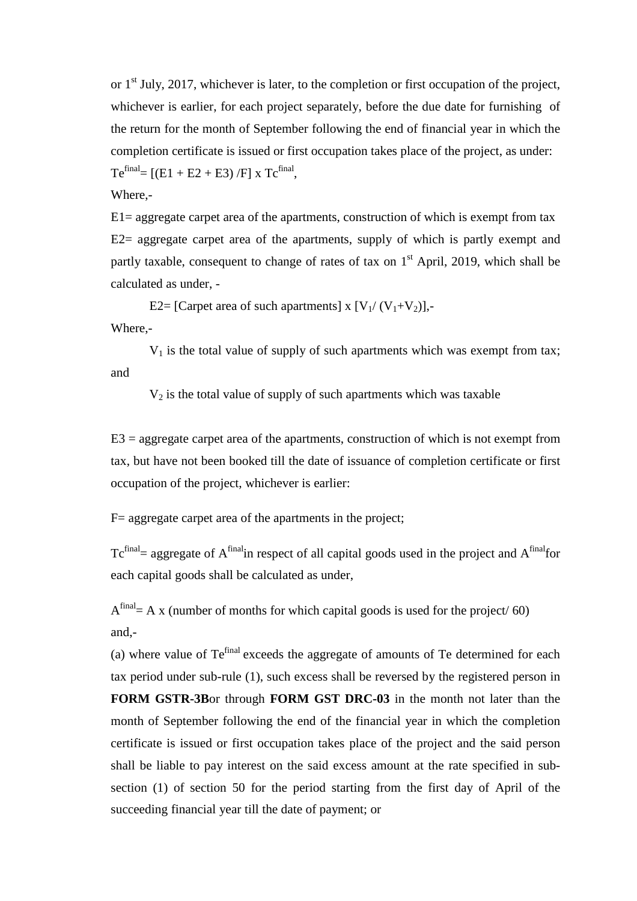or 1st July, 2017, whichever is later, to the completion or first occupation of the project, whichever is earlier, for each project separately, before the due date for furnishing of the return for the month of September following the end of financial year in which the completion certificate is issued or first occupation takes place of the project, as under:

$Te^{final} = [(E1 + E2 + E3) /F] \times Tc^{final}$,

Where,-

E1= aggregate carpet area of the apartments, construction of which is exempt from tax

E2= aggregate carpet area of the apartments, supply of which is partly exempt and partly taxable, consequent to change of rates of tax on 1st April, 2019, which shall be calculated as under, -

$E2 = [\text{Carpet area of such apartments}] \times [V_1 / (V_1+V_2)]$,-

Where,-

$V_1$ is the total value of supply of such apartments which was exempt from tax; and

$V_2$ is the total value of supply of such apartments which was taxable

E3 = aggregate carpet area of the apartments, construction of which is not exempt from tax, but have not been booked till the date of issuance of completion certificate or first occupation of the project, whichever is earlier:

F= aggregate carpet area of the apartments in the project;

$Tc^{final}$= aggregate of $A^{final}$ in respect of all capital goods used in the project and $A^{final}$ for each capital goods shall be calculated as under,

$A^{final} = A \times (\text{number of months for which capital goods is used for the project}/ 60)$

and,-

(a) where value of $Te^{final}$ exceeds the aggregate of amounts of Te determined for each tax period under sub-rule (1), such excess shall be reversed by the registered person in **FORM GSTR-3B** or through **FORM GST DRC-03** in the month not later than the month of September following the end of the financial year in which the completion certificate is issued or first occupation takes place of the project and the said person shall be liable to pay interest on the said excess amount at the rate specified in sub-section (1) of section 50 for the period starting from the first day of April of the succeeding financial year till the date of payment; or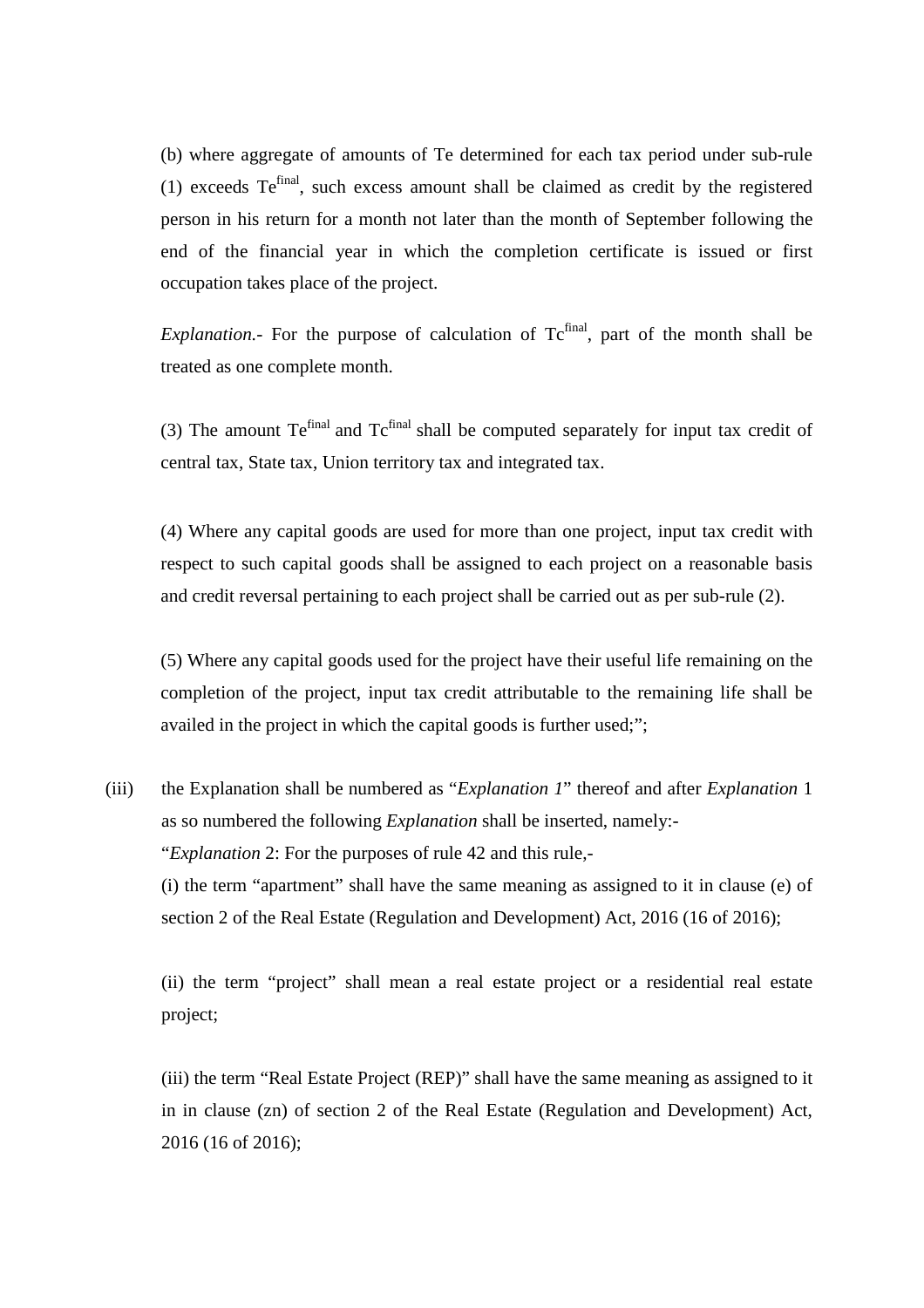(b) where aggregate of amounts of Te determined for each tax period under sub-rule (1) exceeds $Te^{final}$, such excess amount shall be claimed as credit by the registered person in his return for a month not later than the month of September following the end of the financial year in which the completion certificate is issued or first occupation takes place of the project.

*Explanation*.- For the purpose of calculation of $Tc^{final}$, part of the month shall be treated as one complete month.

(3) The amount $Te^{final}$ and $Tc^{final}$ shall be computed separately for input tax credit of central tax, State tax, Union territory tax and integrated tax.

(4) Where any capital goods are used for more than one project, input tax credit with respect to such capital goods shall be assigned to each project on a reasonable basis and credit reversal pertaining to each project shall be carried out as per sub-rule (2).

(5) Where any capital goods used for the project have their useful life remaining on the completion of the project, input tax credit attributable to the remaining life shall be availed in the project in which the capital goods is further used;";

(iii) the Explanation shall be numbered as "*Explanation 1*" thereof and after *Explanation* 1 as so numbered the following *Explanation* shall be inserted, namely:-

"*Explanation* 2: For the purposes of rule 42 and this rule,-

(i) the term "apartment" shall have the same meaning as assigned to it in clause (e) of section 2 of the Real Estate (Regulation and Development) Act, 2016 (16 of 2016);

(ii) the term "project" shall mean a real estate project or a residential real estate project;

(iii) the term "Real Estate Project (REP)" shall have the same meaning as assigned to it in in clause (zn) of section 2 of the Real Estate (Regulation and Development) Act, 2016 (16 of 2016);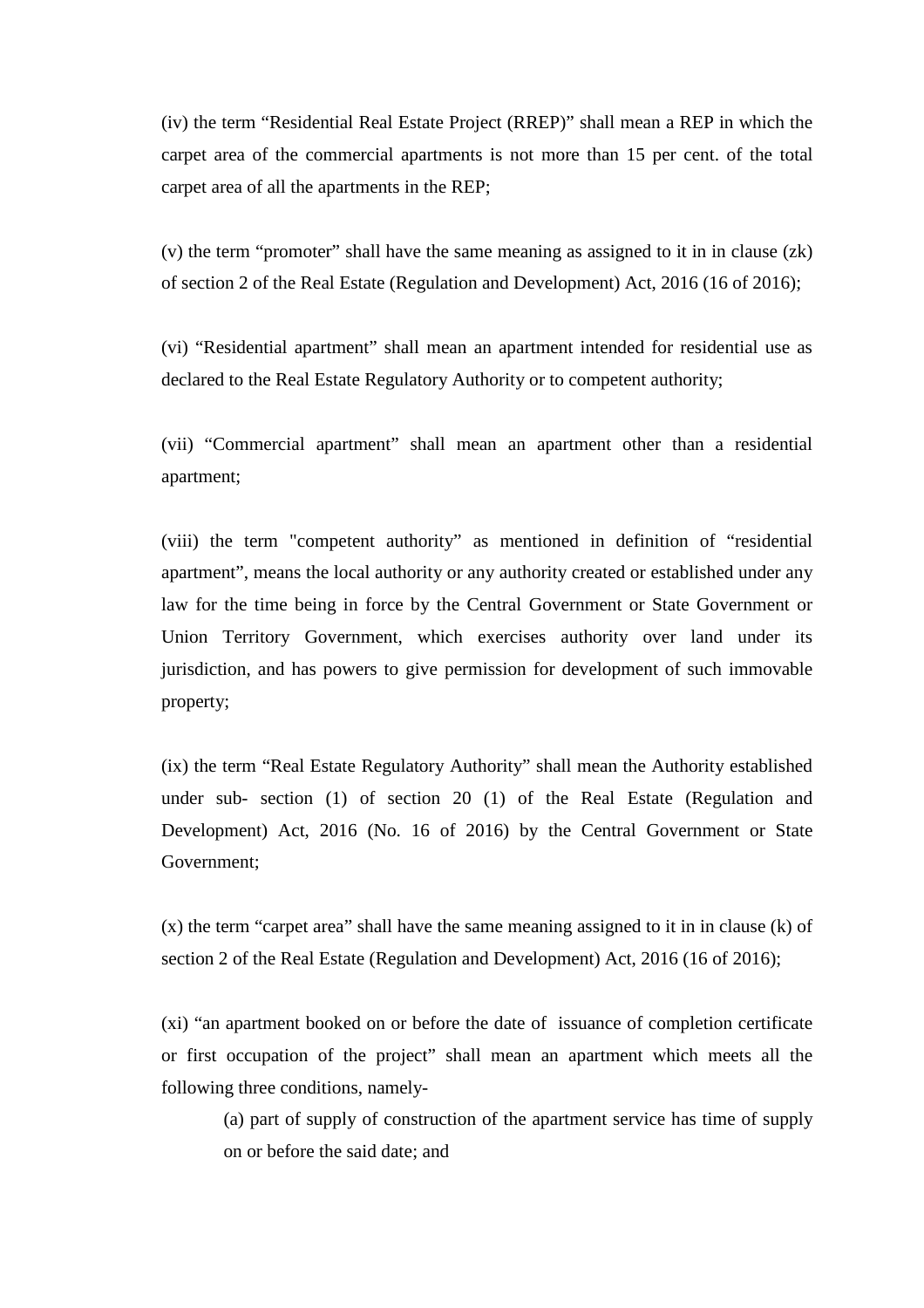(iv) the term "Residential Real Estate Project (RREP)" shall mean a REP in which the carpet area of the commercial apartments is not more than 15 per cent. of the total carpet area of all the apartments in the REP;

(v) the term "promoter" shall have the same meaning as assigned to it in in clause (zk) of section 2 of the Real Estate (Regulation and Development) Act, 2016 (16 of 2016);

(vi) "Residential apartment" shall mean an apartment intended for residential use as declared to the Real Estate Regulatory Authority or to competent authority;

(vii) "Commercial apartment" shall mean an apartment other than a residential apartment;

(viii) the term "competent authority" as mentioned in definition of "residential apartment", means the local authority or any authority created or established under any law for the time being in force by the Central Government or State Government or Union Territory Government, which exercises authority over land under its jurisdiction, and has powers to give permission for development of such immovable property;

(ix) the term "Real Estate Regulatory Authority" shall mean the Authority established under sub- section (1) of section 20 (1) of the Real Estate (Regulation and Development) Act, 2016 (No. 16 of 2016) by the Central Government or State Government;

(x) the term "carpet area" shall have the same meaning assigned to it in in clause (k) of section 2 of the Real Estate (Regulation and Development) Act, 2016 (16 of 2016);

(xi) "an apartment booked on or before the date of issuance of completion certificate or first occupation of the project" shall mean an apartment which meets all the following three conditions, namely-

(a) part of supply of construction of the apartment service has time of supply on or before the said date; and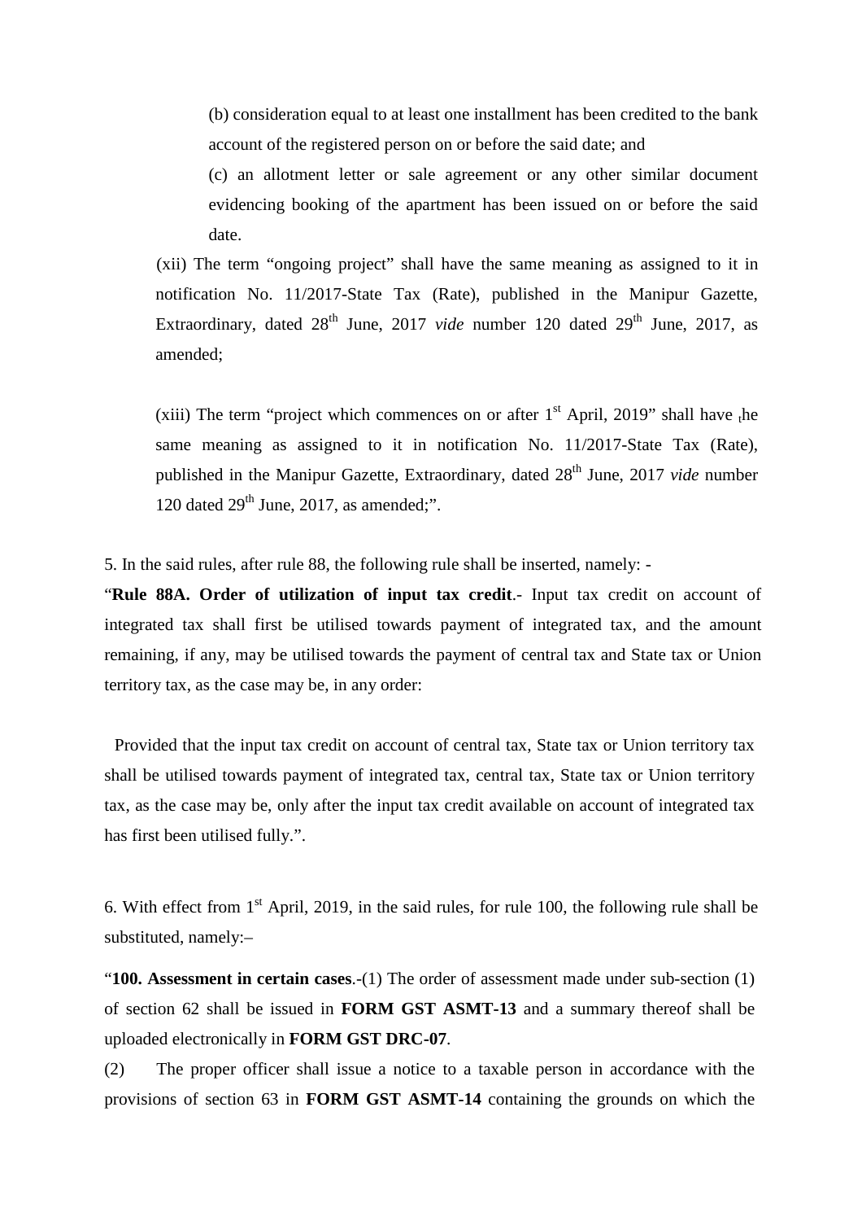(b) consideration equal to at least one installment has been credited to the bank account of the registered person on or before the said date; and

(c) an allotment letter or sale agreement or any other similar document evidencing booking of the apartment has been issued on or before the said date.

(xii) The term "ongoing project" shall have the same meaning as assigned to it in notification No. 11/2017-State Tax (Rate), published in the Manipur Gazette, Extraordinary, dated 28th June, 2017 *vide* number 120 dated 29th June, 2017, as amended;

(xiii) The term "project which commences on or after 1st April, 2019" shall have the same meaning as assigned to it in notification No. 11/2017-State Tax (Rate), published in the Manipur Gazette, Extraordinary, dated 28th June, 2017 *vide* number 120 dated 29th June, 2017, as amended;".

5. In the said rules, after rule 88, the following rule shall be inserted, namely: -

"**Rule 88A. Order of utilization of input tax credit**.- Input tax credit on account of integrated tax shall first be utilised towards payment of integrated tax, and the amount remaining, if any, may be utilised towards the payment of central tax and State tax or Union territory tax, as the case may be, in any order:

Provided that the input tax credit on account of central tax, State tax or Union territory tax shall be utilised towards payment of integrated tax, central tax, State tax or Union territory tax, as the case may be, only after the input tax credit available on account of integrated tax has first been utilised fully.".

6. With effect from 1st April, 2019, in the said rules, for rule 100, the following rule shall be substituted, namely:–

"**100. Assessment in certain cases**.-(1) The order of assessment made under sub-section (1) of section 62 shall be issued in **FORM GST ASMT-13** and a summary thereof shall be uploaded electronically in **FORM GST DRC-07**.

(2) The proper officer shall issue a notice to a taxable person in accordance with the provisions of section 63 in **FORM GST ASMT-14** containing the grounds on which the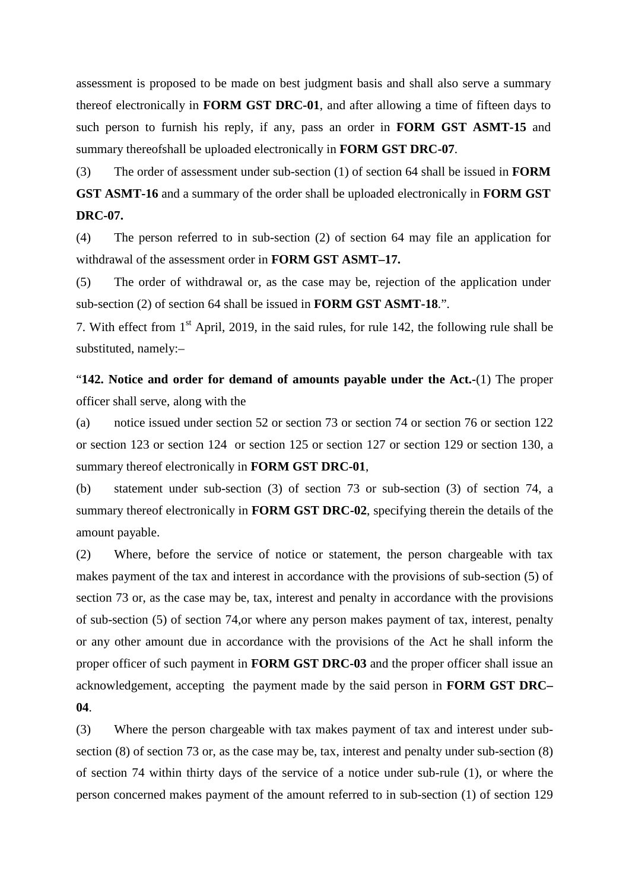assessment is proposed to be made on best judgment basis and shall also serve a summary thereof electronically in **FORM GST DRC-01**, and after allowing a time of fifteen days to such person to furnish his reply, if any, pass an order in **FORM GST ASMT-15** and summary thereofshall be uploaded electronically in **FORM GST DRC-07**.

(3) The order of assessment under sub-section (1) of section 64 shall be issued in **FORM GST ASMT-16** and a summary of the order shall be uploaded electronically in **FORM GST DRC-07.**

(4) The person referred to in sub-section (2) of section 64 may file an application for withdrawal of the assessment order in **FORM GST ASMT–17.**

(5) The order of withdrawal or, as the case may be, rejection of the application under sub-section (2) of section 64 shall be issued in **FORM GST ASMT-18**.".

7. With effect from 1st April, 2019, in the said rules, for rule 142, the following rule shall be substituted, namely:–

"**142. Notice and order for demand of amounts payable under the Act.-**(1) The proper officer shall serve, along with the

(a) notice issued under section 52 or section 73 or section 74 or section 76 or section 122 or section 123 or section 124 or section 125 or section 127 or section 129 or section 130, a summary thereof electronically in **FORM GST DRC-01**,

(b) statement under sub-section (3) of section 73 or sub-section (3) of section 74, a summary thereof electronically in **FORM GST DRC-02**, specifying therein the details of the amount payable.

(2) Where, before the service of notice or statement, the person chargeable with tax makes payment of the tax and interest in accordance with the provisions of sub-section (5) of section 73 or, as the case may be, tax, interest and penalty in accordance with the provisions of sub-section (5) of section 74,or where any person makes payment of tax, interest, penalty or any other amount due in accordance with the provisions of the Act he shall inform the proper officer of such payment in **FORM GST DRC-03** and the proper officer shall issue an acknowledgement, accepting the payment made by the said person in **FORM GST DRC–04**.

(3) Where the person chargeable with tax makes payment of tax and interest under sub-section (8) of section 73 or, as the case may be, tax, interest and penalty under sub-section (8) of section 74 within thirty days of the service of a notice under sub-rule (1), or where the person concerned makes payment of the amount referred to in sub-section (1) of section 129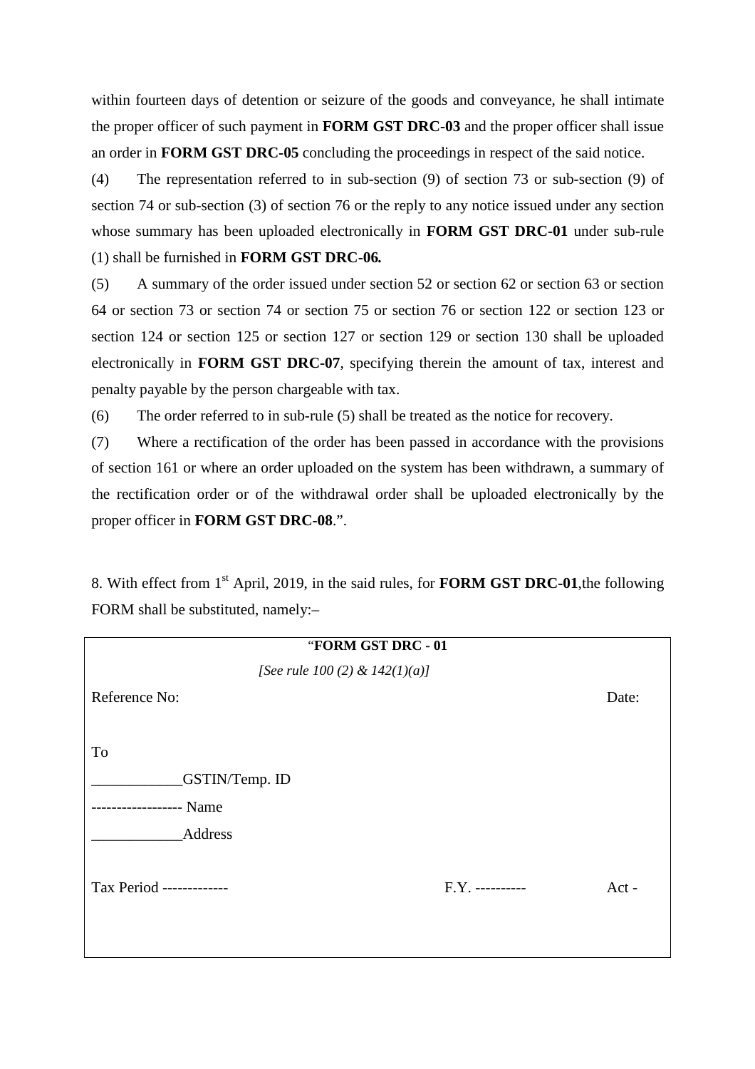within fourteen days of detention or seizure of the goods and conveyance, he shall intimate the proper officer of such payment in **FORM GST DRC-03** and the proper officer shall issue an order in **FORM GST DRC-05** concluding the proceedings in respect of the said notice.

(4) The representation referred to in sub-section (9) of section 73 or sub-section (9) of section 74 or sub-section (3) of section 76 or the reply to any notice issued under any section whose summary has been uploaded electronically in **FORM GST DRC-01** under sub-rule (1) shall be furnished in **FORM GST DRC-06.**

(5) A summary of the order issued under section 52 or section 62 or section 63 or section 64 or section 73 or section 74 or section 75 or section 76 or section 122 or section 123 or section 124 or section 125 or section 127 or section 129 or section 130 shall be uploaded electronically in **FORM GST DRC-07**, specifying therein the amount of tax, interest and penalty payable by the person chargeable with tax.

(6) The order referred to in sub-rule (5) shall be treated as the notice for recovery.

(7) Where a rectification of the order has been passed in accordance with the provisions of section 161 or where an order uploaded on the system has been withdrawn, a summary of the rectification order or of the withdrawal order shall be uploaded electronically by the proper officer in **FORM GST DRC-08**.".

8. With effect from 1st April, 2019, in the said rules, for **FORM GST DRC-01**,the following FORM shall be substituted, namely:–

"**FORM GST DRC - 01**

*[See rule 100 (2) & 142(1)(a)]*

Reference No: Date:

To

____________GSTIN/Temp. ID

------------------ Name

____________Address

Tax Period ------------- F.Y. ---------- Act -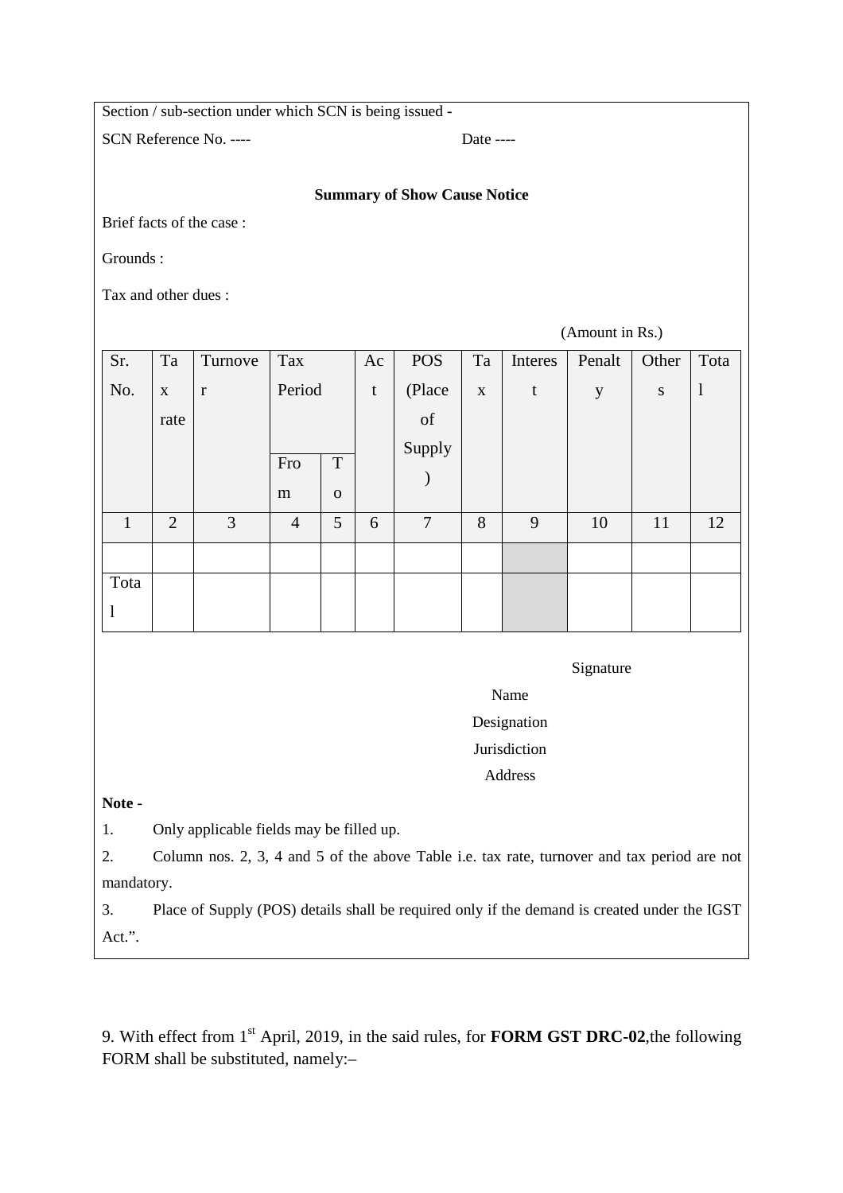Section / sub-section under which SCN is being issued -

SCN Reference No. ---- Date ----

**Summary of Show Cause Notice**

Brief facts of the case :

Grounds :

Tax and other dues :

(Amount in Rs.)

| Sr. No. | Tax rate | Turnover | Tax Period | | Act | POS (Place of Supply) | Tax | Interest | Penalty | Others | Total |
|---|---|---|---|---|---|---|---|---|---|---|---|
| | | | From | To | | | | | | | |
| 1 | 2 | 3 | 4 | 5 | 6 | 7 | 8 | 9 | 10 | 11 | 12 |
| | | | | | | | | | | | |
| Total | | | | | | | | | | | |

Signature

Name

Designation

Jurisdiction

Address

**Note -**

1. Only applicable fields may be filled up.
2. Column nos. 2, 3, 4 and 5 of the above Table i.e. tax rate, turnover and tax period are not mandatory.
3. Place of Supply (POS) details shall be required only if the demand is created under the IGST Act.".

9. With effect from 1st April, 2019, in the said rules, for **FORM GST DRC-02**,the following FORM shall be substituted, namely:–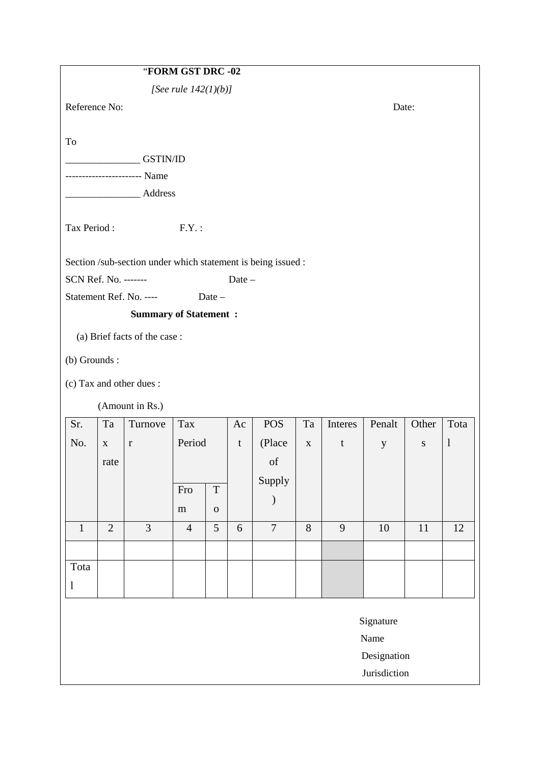“**FORM GST DRC -02**

*[See rule 142(1)(b)]*

Reference No: Date:

To

_______________ GSTIN/ID

---------------------- Name

_______________ Address

Tax Period : F.Y. :

Section /sub-section under which statement is being issued :

SCN Ref. No. ------- Date –

Statement Ref. No. ---- Date –

**Summary of Statement :**

(a) Brief facts of the case :

(b) Grounds :

(c) Tax and other dues :

(Amount in Rs.)

| Sr. No. | Tax rate | Turnover | Tax Period | | Act | POS (Place of Supply) | Tax | Interest | Penalty | Others | Total |
|---|---|---|---|---|---|---|---|---|---|---|---|
| | | | From | To | | | | | | | |
| 1 | 2 | 3 | 4 | 5 | 6 | 7 | 8 | 9 | 10 | 11 | 12 |
| | | | | | | | | | | | |
| Total | | | | | | | | | | | |

Signature

Name

Designation

Jurisdiction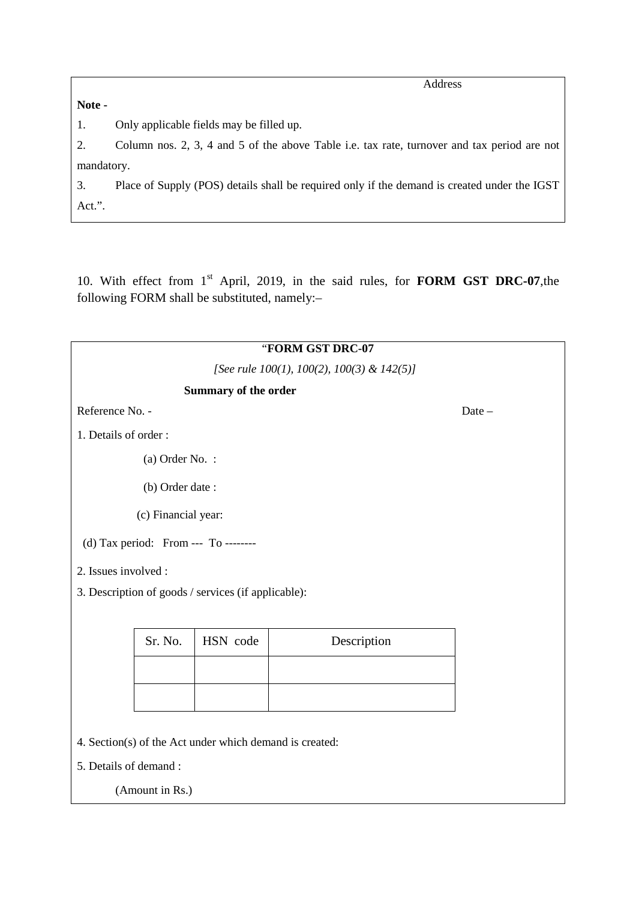Address

**Note -**

1. Only applicable fields may be filled up.
2. Column nos. 2, 3, 4 and 5 of the above Table i.e. tax rate, turnover and tax period are not mandatory.
3. Place of Supply (POS) details shall be required only if the demand is created under the IGST Act.".

10. With effect from 1st April, 2019, in the said rules, for **FORM GST DRC-07**,the following FORM shall be substituted, namely:–

"**FORM GST DRC-07**

*[See rule 100(1), 100(2), 100(3) & 142(5)]*

**Summary of the order**

Reference No. - Date –

1. Details of order :

(a) Order No. :

(b) Order date :

(c) Financial year:

(d) Tax period: From --- To --------

2. Issues involved :

3. Description of goods / services (if applicable):

| Sr. No. | HSN code | Description |
|---|---|---|
| | | |
| | | |

4. Section(s) of the Act under which demand is created:

5. Details of demand :

(Amount in Rs.)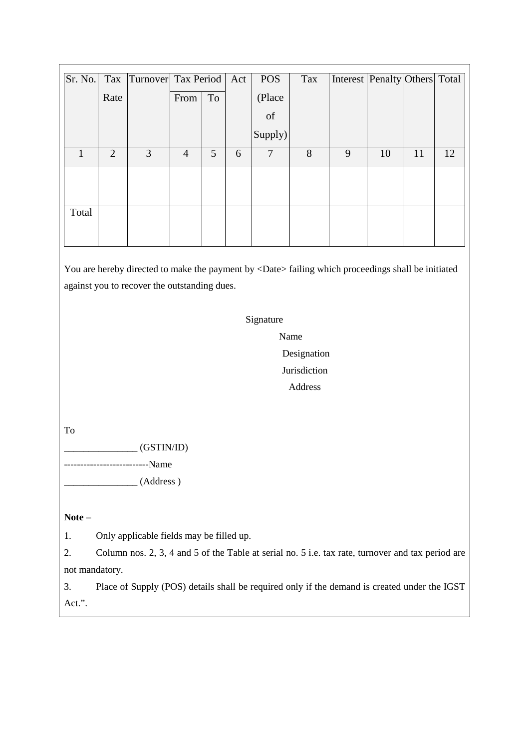| Sr. No. | Tax Rate | Turnover | Tax Period | | Act | POS (Place of Supply) | Tax | Interest | Penalty | Others | Total |
|---|---|---|---|---|---|---|---|---|---|---|---|
| | | | From | To | | | | | | | |
| 1 | 2 | 3 | 4 | 5 | 6 | 7 | 8 | 9 | 10 | 11 | 12 |
| | | | | | | | | | | | |
| Total | | | | | | | | | | | |

You are hereby directed to make the payment by <Date> failing which proceedings shall be initiated against you to recover the outstanding dues.

Signature
Name
Designation
Jurisdiction
Address

To
_______________ (GSTIN/ID)
-------------------------Name
_______________ (Address )

**Note –**

1. Only applicable fields may be filled up.
2. Column nos. 2, 3, 4 and 5 of the Table at serial no. 5 i.e. tax rate, turnover and tax period are not mandatory.
3. Place of Supply (POS) details shall be required only if the demand is created under the IGST Act.".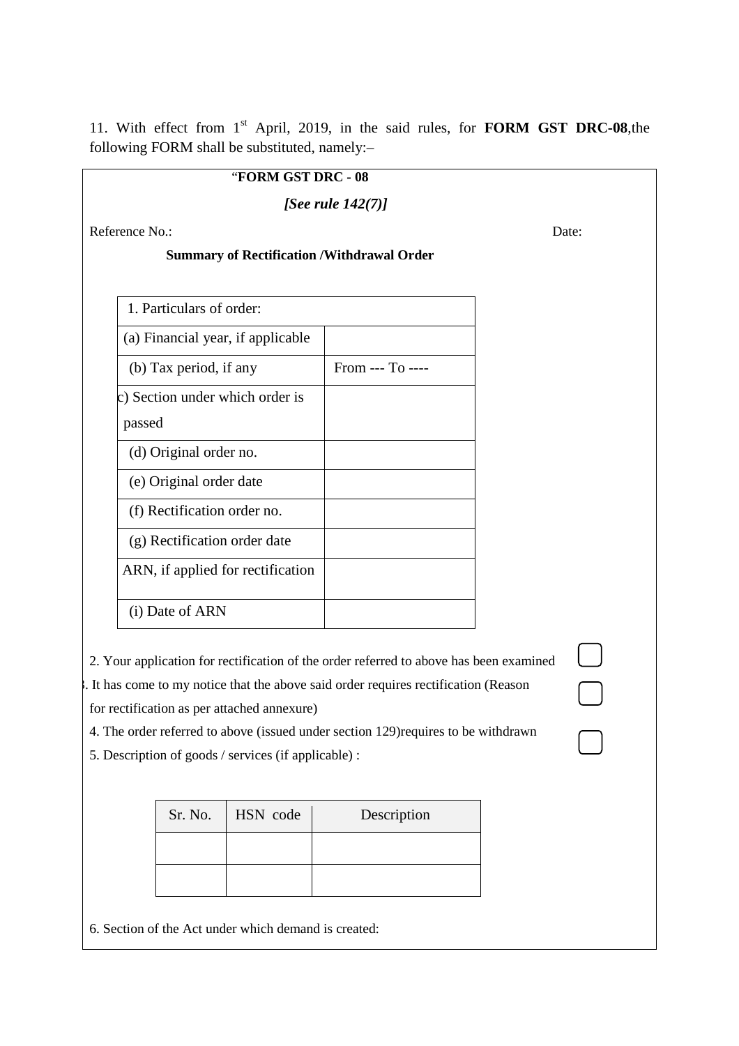11. With effect from 1st April, 2019, in the said rules, for **FORM GST DRC-08**,the following FORM shall be substituted, namely:–

"**FORM GST DRC - 08**

***[See rule 142(7)]***

Reference No.: Date:

**Summary of Rectification /Withdrawal Order**

| 1. Particulars of order: | |
|---|---|
| (a) Financial year, if applicable | |
| (b) Tax period, if any | From --- To ---- |
| c) Section under which order is passed | |
| (d) Original order no. | |
| (e) Original order date | |
| (f) Rectification order no. | |
| (g) Rectification order date | |
| ARN, if applied for rectification | |
| (i) Date of ARN | |

2. Your application for rectification of the order referred to above has been examined ☐

3. It has come to my notice that the above said order requires rectification (Reason for rectification as per attached annexure) ☐

4. The order referred to above (issued under section 129)requires to be withdrawn ☐

5. Description of goods / services (if applicable) :

| Sr. No. | HSN code | Description |
|---|---|---|
| | | |
| | | |

6. Section of the Act under which demand is created: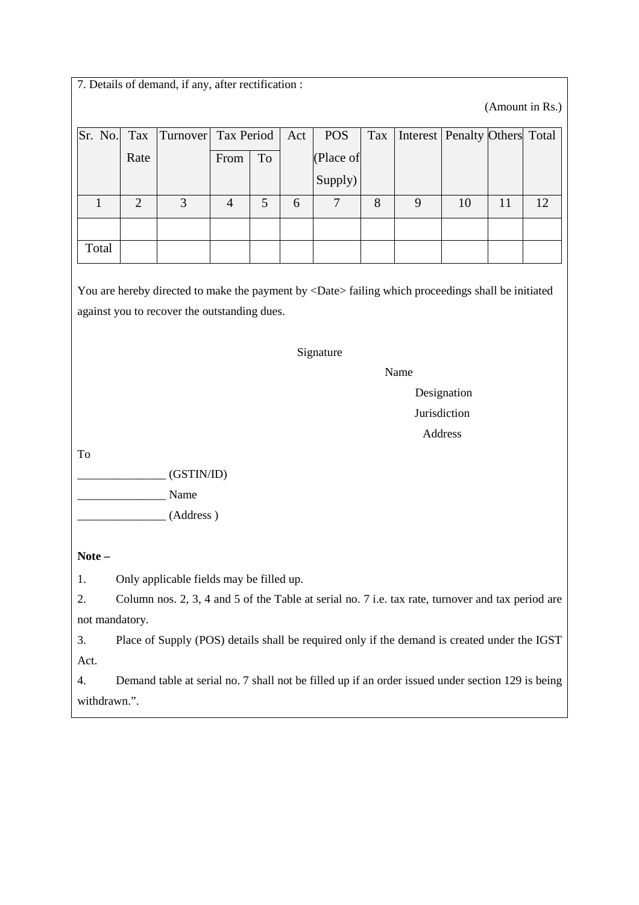7. Details of demand, if any, after rectification :

(Amount in Rs.)

| Sr. No. | Tax Rate | Turnover | Tax Period | | Act | POS (Place of Supply) | Tax | Interest | Penalty | Others | Total |
|---|---|---|---|---|---|---|---|---|---|---|---|
| | | | From | To | | | | | | | |
| 1 | 2 | 3 | 4 | 5 | 6 | 7 | 8 | 9 | 10 | 11 | 12 |
| | | | | | | | | | | | |
| Total | | | | | | | | | | | |

You are hereby directed to make the payment by <Date> failing which proceedings shall be initiated against you to recover the outstanding dues.

Signature

Name

Designation

Jurisdiction

Address

To

_______________ (GSTIN/ID)

_______________ Name

_______________ (Address )

**Note –**

1. Only applicable fields may be filled up.
2. Column nos. 2, 3, 4 and 5 of the Table at serial no. 7 i.e. tax rate, turnover and tax period are not mandatory.
3. Place of Supply (POS) details shall be required only if the demand is created under the IGST Act.
4. Demand table at serial no. 7 shall not be filled up if an order issued under section 129 is being withdrawn.".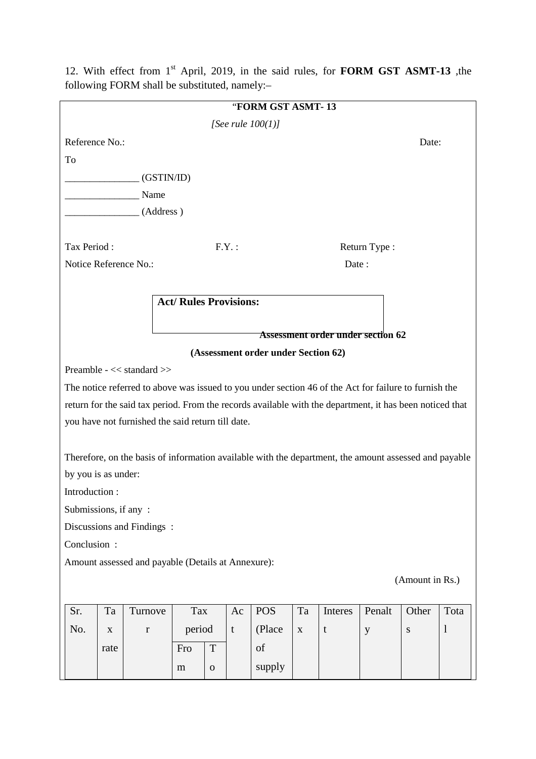12. With effect from 1st April, 2019, in the said rules, for **FORM GST ASMT-13** ,the following FORM shall be substituted, namely:–

"**FORM GST ASMT- 13**

*[See rule 100(1)]*

Reference No.: Date:

To

_______________ (GSTIN/ID)

_______________ Name

_______________ (Address )

Tax Period : F.Y. : Return Type :

Notice Reference No.: Date :

**Act/ Rules Provisions:**

**Assessment order under section 62**

**(Assessment order under Section 62)**

Preamble - << standard >>

The notice referred to above was issued to you under section 46 of the Act for failure to furnish the return for the said tax period. From the records available with the department, it has been noticed that you have not furnished the said return till date.

Therefore, on the basis of information available with the department, the amount assessed and payable by you is as under:

Introduction :

Submissions, if any :

Discussions and Findings :

Conclusion :

Amount assessed and payable (Details at Annexure):

(Amount in Rs.)

| Sr. No. | Tax rate | Turnover | Tax period | | Act | POS (Place of supply | Tax | Interest | Penalty | Others | Total |
|---|---|---|---|---|---|---|---|---|---|---|---|
| | | | From | To | | | | | | | |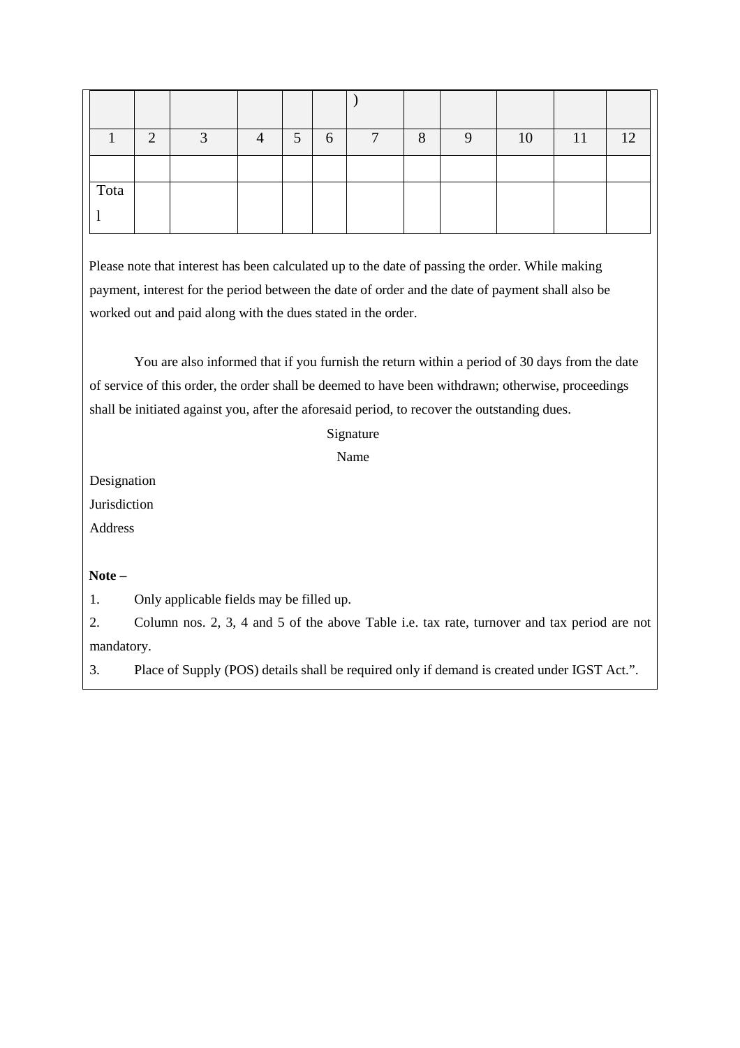| | | | | | | ) | | | | | |
|---|---|---|---|---|---|---|---|---|---|---|---|
| 1 | 2 | 3 | 4 | 5 | 6 | 7 | 8 | 9 | 10 | 11 | 12 |
| | | | | | | | | | | | |
| Total | | | | | | | | | | | |

Please note that interest has been calculated up to the date of passing the order. While making payment, interest for the period between the date of order and the date of payment shall also be worked out and paid along with the dues stated in the order.

You are also informed that if you furnish the return within a period of 30 days from the date of service of this order, the order shall be deemed to have been withdrawn; otherwise, proceedings shall be initiated against you, after the aforesaid period, to recover the outstanding dues.

Signature

Name

Designation

Jurisdiction

Address

**Note –**

1. Only applicable fields may be filled up.
2. Column nos. 2, 3, 4 and 5 of the above Table i.e. tax rate, turnover and tax period are not mandatory.
3. Place of Supply (POS) details shall be required only if demand is created under IGST Act.".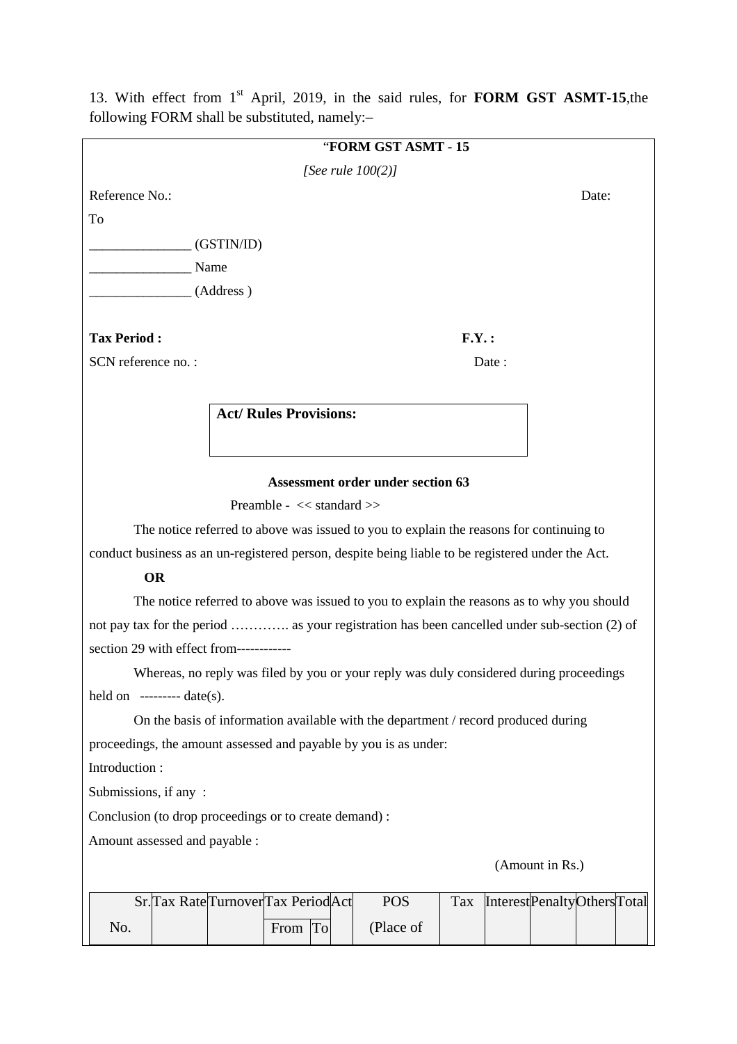13. With effect from 1st April, 2019, in the said rules, for **FORM GST ASMT-15**,the following FORM shall be substituted, namely:–

"**FORM GST ASMT - 15**

*[See rule 100(2)]*

Reference No.: Date:

To

_______________ (GSTIN/ID)

_______________ Name

_______________ (Address )

**Tax Period :** **F.Y. :**

SCN reference no. : Date :

| **Act/ Rules Provisions:** |
|---|
| |

**Assessment order under section 63**

Preamble - << standard >>

The notice referred to above was issued to you to explain the reasons for continuing to conduct business as an un-registered person, despite being liable to be registered under the Act.

**OR**

The notice referred to above was issued to you to explain the reasons as to why you should not pay tax for the period …………. as your registration has been cancelled under sub-section (2) of section 29 with effect from------------

Whereas, no reply was filed by you or your reply was duly considered during proceedings held on --------- date(s).

On the basis of information available with the department / record produced during proceedings, the amount assessed and payable by you is as under:

Introduction :

Submissions, if any :

Conclusion (to drop proceedings or to create demand) :

Amount assessed and payable :

(Amount in Rs.)

| Sr. No. | Tax Rate | Turnover | Tax Period | | Act | POS (Place of | Tax | Interest | Penalty | Others | Total |
|---|---|---|---|---|---|---|---|---|---|---|---|
| | | | From | To | | | | | | | |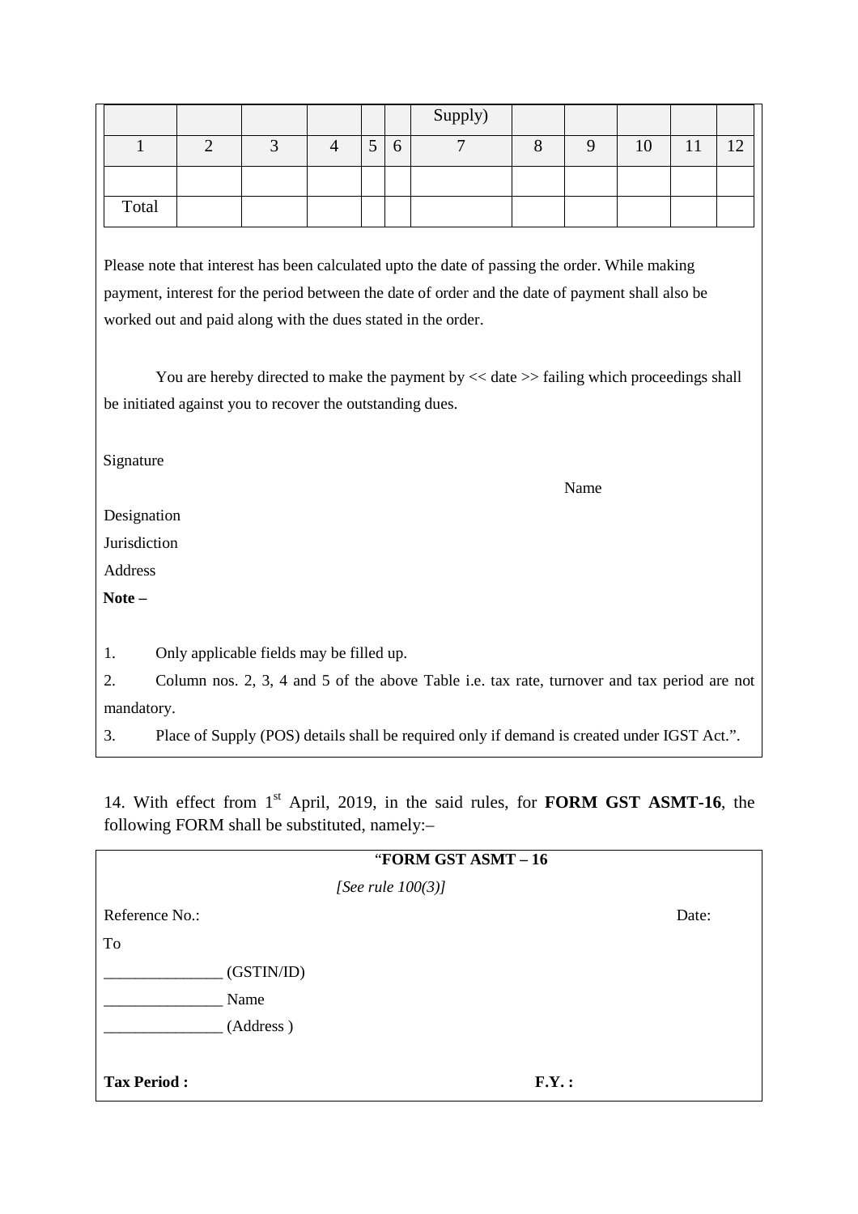| | | | | | | Supply) | | | | | |
|---|---|---|---|---|---|---|---|---|---|---|---|
| 1 | 2 | 3 | 4 | 5 | 6 | 7 | 8 | 9 | 10 | 11 | 12 |
| | | | | | | | | | | | |
| Total | | | | | | | | | | | |

Please note that interest has been calculated upto the date of passing the order. While making payment, interest for the period between the date of order and the date of payment shall also be worked out and paid along with the dues stated in the order.

You are hereby directed to make the payment by << date >> failing which proceedings shall be initiated against you to recover the outstanding dues.

Signature

Name

Designation

Jurisdiction

Address

**Note –**

1. Only applicable fields may be filled up.
2. Column nos. 2, 3, 4 and 5 of the above Table i.e. tax rate, turnover and tax period are not mandatory.
3. Place of Supply (POS) details shall be required only if demand is created under IGST Act.".

14. With effect from 1st April, 2019, in the said rules, for **FORM GST ASMT-16**, the following FORM shall be substituted, namely:–

"**FORM GST ASMT – 16**

*[See rule 100(3)]*

Reference No.: Date:

To

_______________ (GSTIN/ID)

_______________ Name

_______________ (Address )

**Tax Period :** **F.Y. :**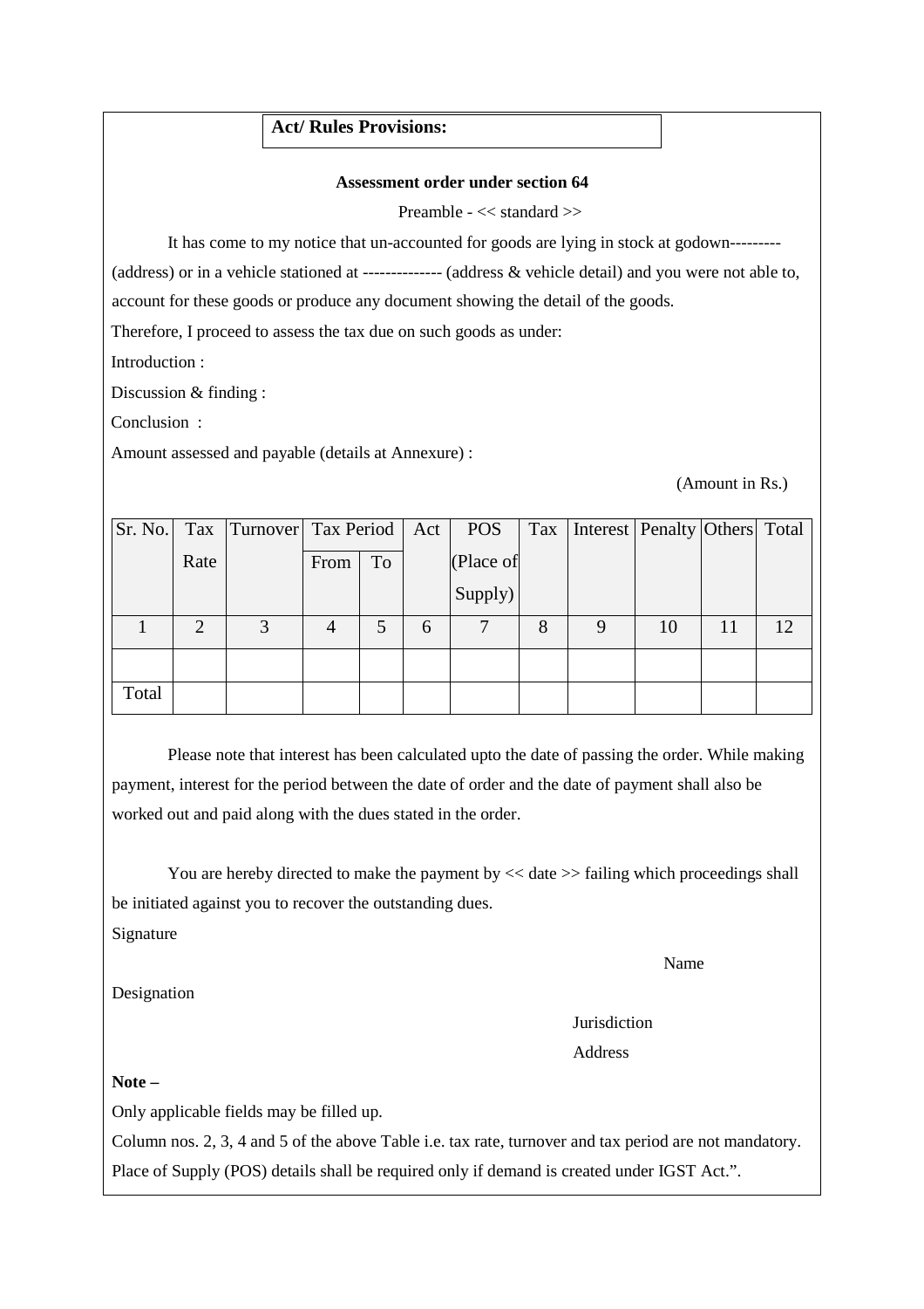**Act/ Rules Provisions:**

**Assessment order under section 64**

Preamble - << standard >>

It has come to my notice that un-accounted for goods are lying in stock at godown---------(address) or in a vehicle stationed at -------------- (address & vehicle detail) and you were not able to, account for these goods or produce any document showing the detail of the goods.

Therefore, I proceed to assess the tax due on such goods as under:

Introduction :

Discussion & finding :

Conclusion :

Amount assessed and payable (details at Annexure) :

(Amount in Rs.)

| Sr. No. | Tax Rate | Turnover | Tax Period | | Act | POS (Place of Supply) | Tax | Interest | Penalty | Others | Total |
|---|---|---|---|---|---|---|---|---|---|---|---|
| | | | From | To | | | | | | | |
| 1 | 2 | 3 | 4 | 5 | 6 | 7 | 8 | 9 | 10 | 11 | 12 |
| | | | | | | | | | | | |
| Total | | | | | | | | | | | |

Please note that interest has been calculated upto the date of passing the order. While making payment, interest for the period between the date of order and the date of payment shall also be worked out and paid along with the dues stated in the order.

You are hereby directed to make the payment by << date >> failing which proceedings shall be initiated against you to recover the outstanding dues.

Signature

Name

Designation

Jurisdiction

Address

**Note –**

Only applicable fields may be filled up.

Column nos. 2, 3, 4 and 5 of the above Table i.e. tax rate, turnover and tax period are not mandatory.

Place of Supply (POS) details shall be required only if demand is created under IGST Act.".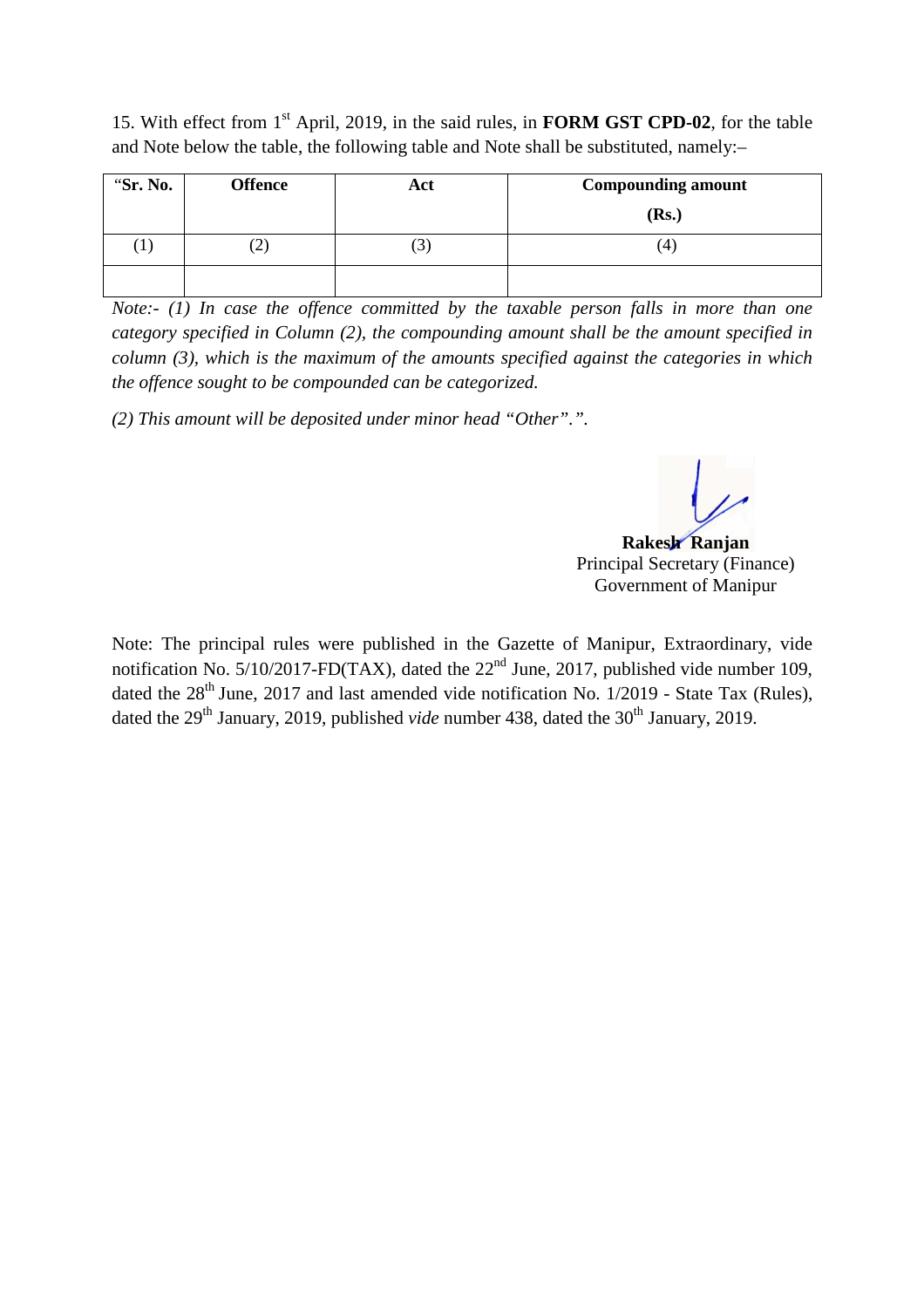15. With effect from 1st April, 2019, in the said rules, in **FORM GST CPD-02**, for the table and Note below the table, the following table and Note shall be substituted, namely:–

| "Sr. No. | Offence | Act | Compounding amount (Rs.) |
|---|---|---|---|
| (1) | (2) | (3) | (4) |
| | | | |

*Note:- (1) In case the offence committed by the taxable person falls in more than one category specified in Column (2), the compounding amount shall be the amount specified in column (3), which is the maximum of the amounts specified against the categories in which the offence sought to be compounded can be categorized.*

*(2) This amount will be deposited under minor head "Other".".*

**Rakesh Ranjan**
Principal Secretary (Finance)
Government of Manipur

Note: The principal rules were published in the Gazette of Manipur, Extraordinary, vide notification No. 5/10/2017-FD(TAX), dated the 22nd June, 2017, published vide number 109, dated the 28th June, 2017 and last amended vide notification No. 1/2019 - State Tax (Rules), dated the 29th January, 2019, published *vide* number 438, dated the 30th January, 2019.